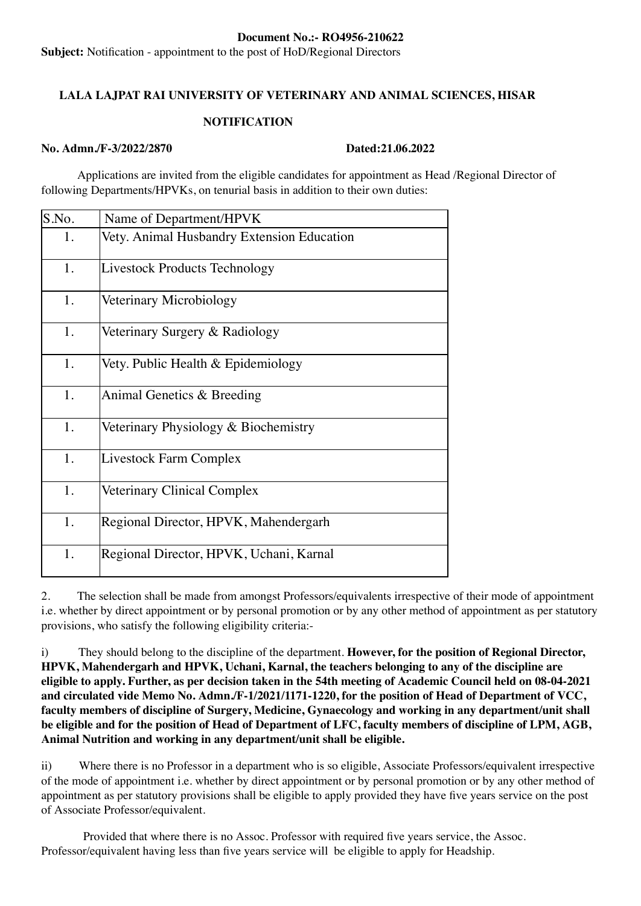**Document No.:- RO4956-210622**

**Subject:** Notification - appointment to the post of HoD/Regional Directors

**LALA LAJPAT RAI UNIVERSITY OF VETERINARY AND ANIMAL SCIENCES, HISAR**

**NOTIFICATION**

**No. Admn./F-3/2022/2870** **Dated:21.06.2022**

Applications are invited from the eligible candidates for appointment as Head /Regional Director of following Departments/HPVKs, on tenurial basis in addition to their own duties:

| S.No. | Name of Department/HPVK |
|---|---|
| 1. | Vety. Animal Husbandry Extension Education |
| 1. | Livestock Products Technology |
| 1. | Veterinary Microbiology |
| 1. | Veterinary Surgery & Radiology |
| 1. | Vety. Public Health & Epidemiology |
| 1. | Animal Genetics & Breeding |
| 1. | Veterinary Physiology & Biochemistry |
| 1. | Livestock Farm Complex |
| 1. | Veterinary Clinical Complex |
| 1. | Regional Director, HPVK, Mahendergarh |
| 1. | Regional Director, HPVK, Uchani, Karnal |

2. The selection shall be made from amongst Professors/equivalents irrespective of their mode of appointment i.e. whether by direct appointment or by personal promotion or by any other method of appointment as per statutory provisions, who satisfy the following eligibility criteria:-

i) They should belong to the discipline of the department. **However, for the position of Regional Director, HPVK, Mahendergarh and HPVK, Uchani, Karnal, the teachers belonging to any of the discipline are eligible to apply. Further, as per decision taken in the 54th meeting of Academic Council held on 08-04-2021 and circulated vide Memo No. Admn./F-1/2021/1171-1220, for the position of Head of Department of VCC, faculty members of discipline of Surgery, Medicine, Gynaecology and working in any department/unit shall be eligible and for the position of Head of Department of LFC, faculty members of discipline of LPM, AGB, Animal Nutrition and working in any department/unit shall be eligible.**

ii) Where there is no Professor in a department who is so eligible, Associate Professors/equivalent irrespective of the mode of appointment i.e. whether by direct appointment or by personal promotion or by any other method of appointment as per statutory provisions shall be eligible to apply provided they have five years service on the post of Associate Professor/equivalent.

Provided that where there is no Assoc. Professor with required five years service, the Assoc. Professor/equivalent having less than five years service will be eligible to apply for Headship.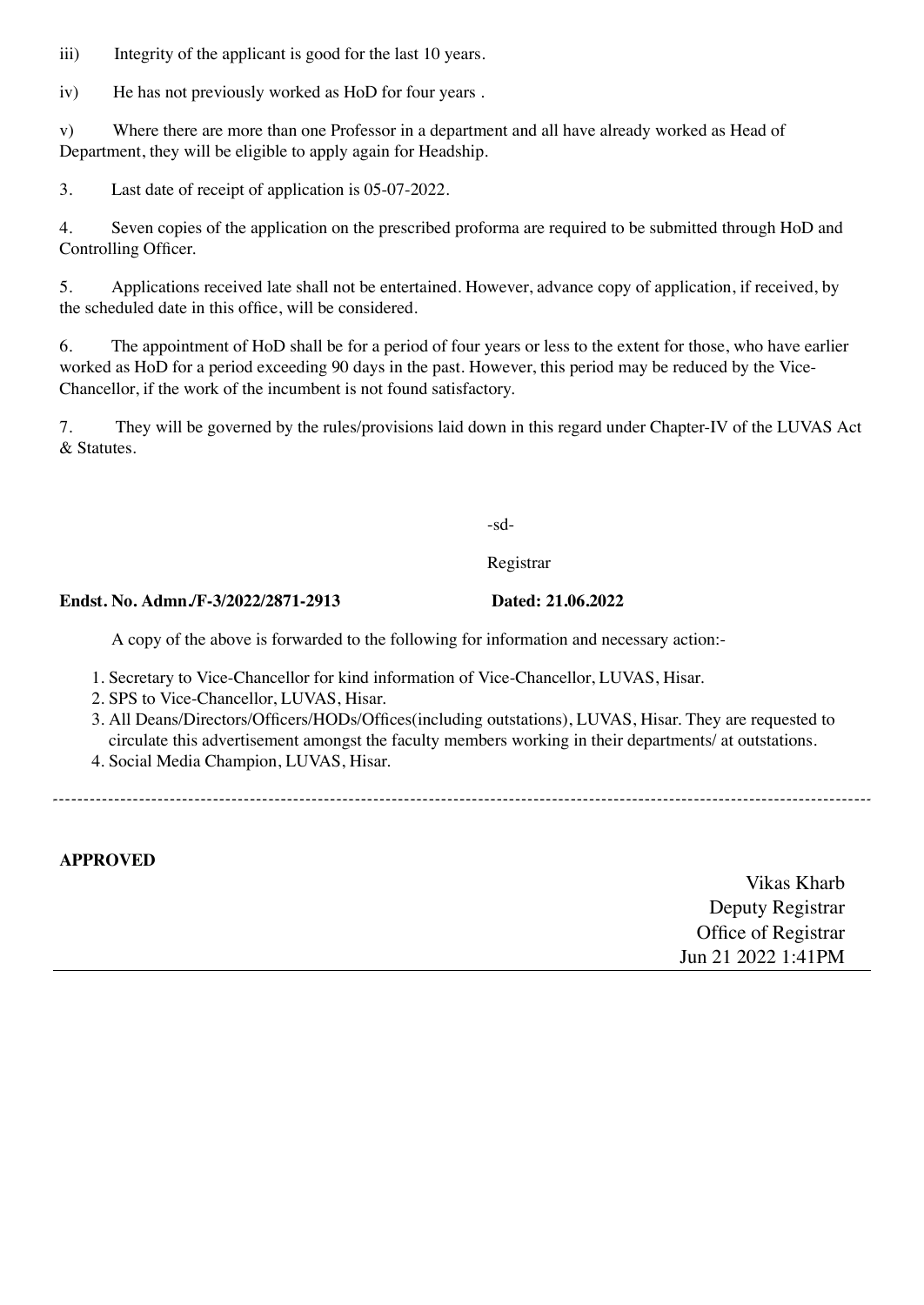iii) Integrity of the applicant is good for the last 10 years.

iv) He has not previously worked as HoD for four years .

v) Where there are more than one Professor in a department and all have already worked as Head of Department, they will be eligible to apply again for Headship.

3. Last date of receipt of application is 05-07-2022.

4. Seven copies of the application on the prescribed proforma are required to be submitted through HoD and Controlling Officer.

5. Applications received late shall not be entertained. However, advance copy of application, if received, by the scheduled date in this office, will be considered.

6. The appointment of HoD shall be for a period of four years or less to the extent for those, who have earlier worked as HoD for a period exceeding 90 days in the past. However, this period may be reduced by the Vice-Chancellor, if the work of the incumbent is not found satisfactory.

7. They will be governed by the rules/provisions laid down in this regard under Chapter-IV of the LUVAS Act & Statutes.

-sd-

Registrar

**Endst. No. Admn./F-3/2022/2871-2913** **Dated: 21.06.2022**

A copy of the above is forwarded to the following for information and necessary action:-

1. Secretary to Vice-Chancellor for kind information of Vice-Chancellor, LUVAS, Hisar.
2. SPS to Vice-Chancellor, LUVAS, Hisar.
3. All Deans/Directors/Officers/HODs/Offices(including outstations), LUVAS, Hisar. They are requested to circulate this advertisement amongst the faculty members working in their departments/ at outstations.
4. Social Media Champion, LUVAS, Hisar.

---

**APPROVED**

Vikas Kharb
Deputy Registrar
Office of Registrar
Jun 21 2022 1:41PM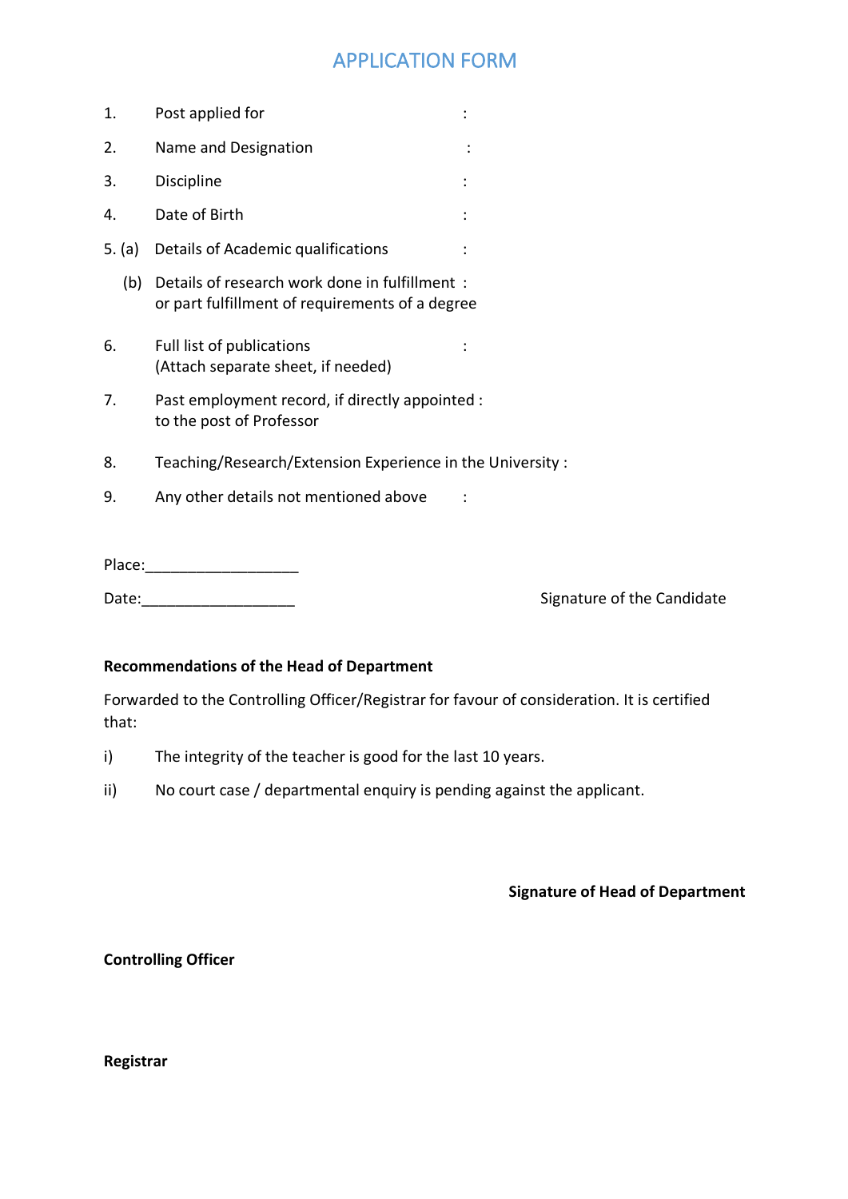# APPLICATION FORM

1. Post applied for :
2. Name and Designation :
3. Discipline :
4. Date of Birth :
5. (a) Details of Academic qualifications :

   (b) Details of research work done in fulfillment : or part fulfillment of requirements of a degree
6. Full list of publications :
   (Attach separate sheet, if needed)
7. Past employment record, if directly appointed : to the post of Professor
8. Teaching/Research/Extension Experience in the University :
9. Any other details not mentioned above :

Place:__________________

Date:__________________

Signature of the Candidate

**Recommendations of the Head of Department**

Forwarded to the Controlling Officer/Registrar for favour of consideration. It is certified that:

i) The integrity of the teacher is good for the last 10 years.

ii) No court case / departmental enquiry is pending against the applicant.

**Signature of Head of Department**

**Controlling Officer**

**Registrar**